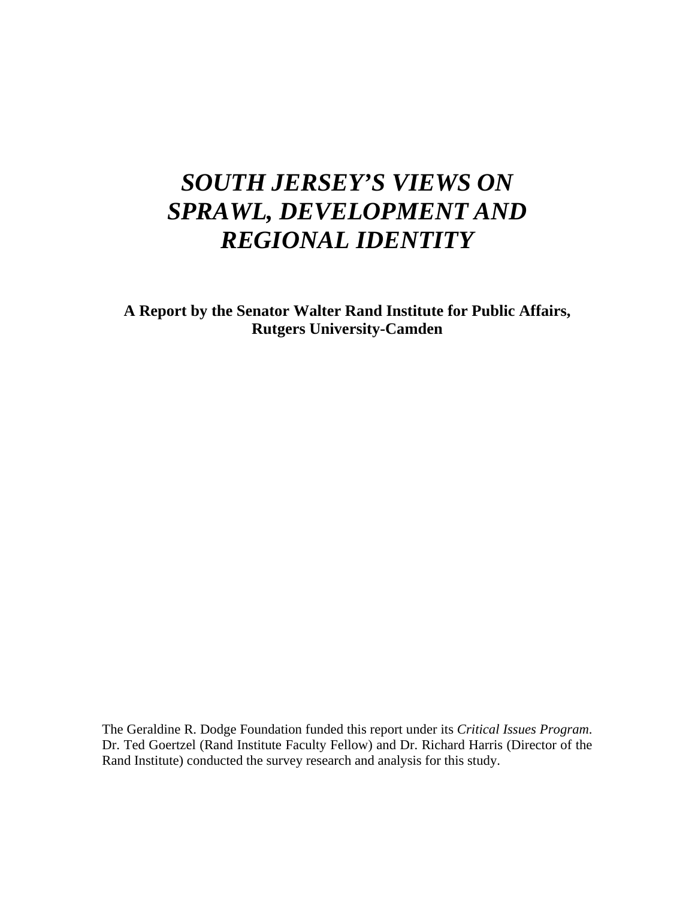# *SOUTH JERSEY'S VIEWS ON SPRAWL, DEVELOPMENT AND REGIONAL IDENTITY*

**A Report by the Senator Walter Rand Institute for Public Affairs, Rutgers University-Camden**

The Geraldine R. Dodge Foundation funded this report under its *Critical Issues Program*. Dr. Ted Goertzel (Rand Institute Faculty Fellow) and Dr. Richard Harris (Director of the Rand Institute) conducted the survey research and analysis for this study.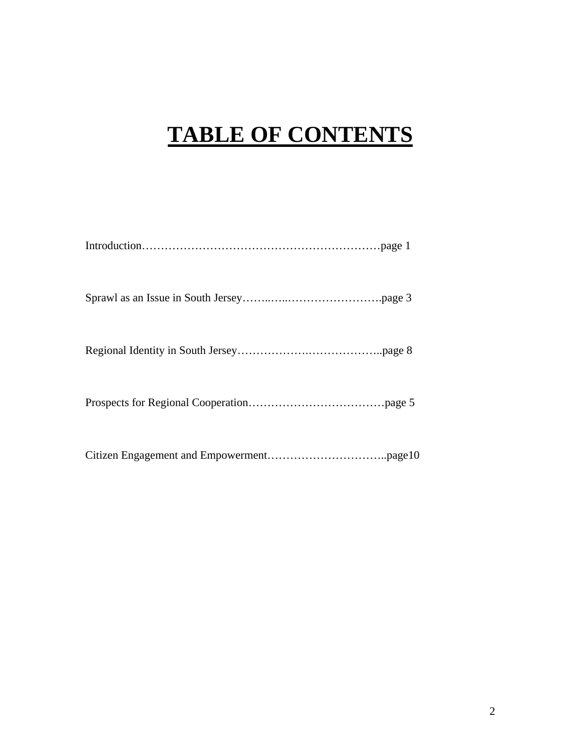# TABLE OF CONTENTS

Introduction………………………………………………………page 1

Sprawl as an Issue in South Jersey……..…..…………………….page 3

Regional Identity in South Jersey……………….………………..page 8

Prospects for Regional Cooperation………………………………page 5

Citizen Engagement and Empowerment…………………………..page10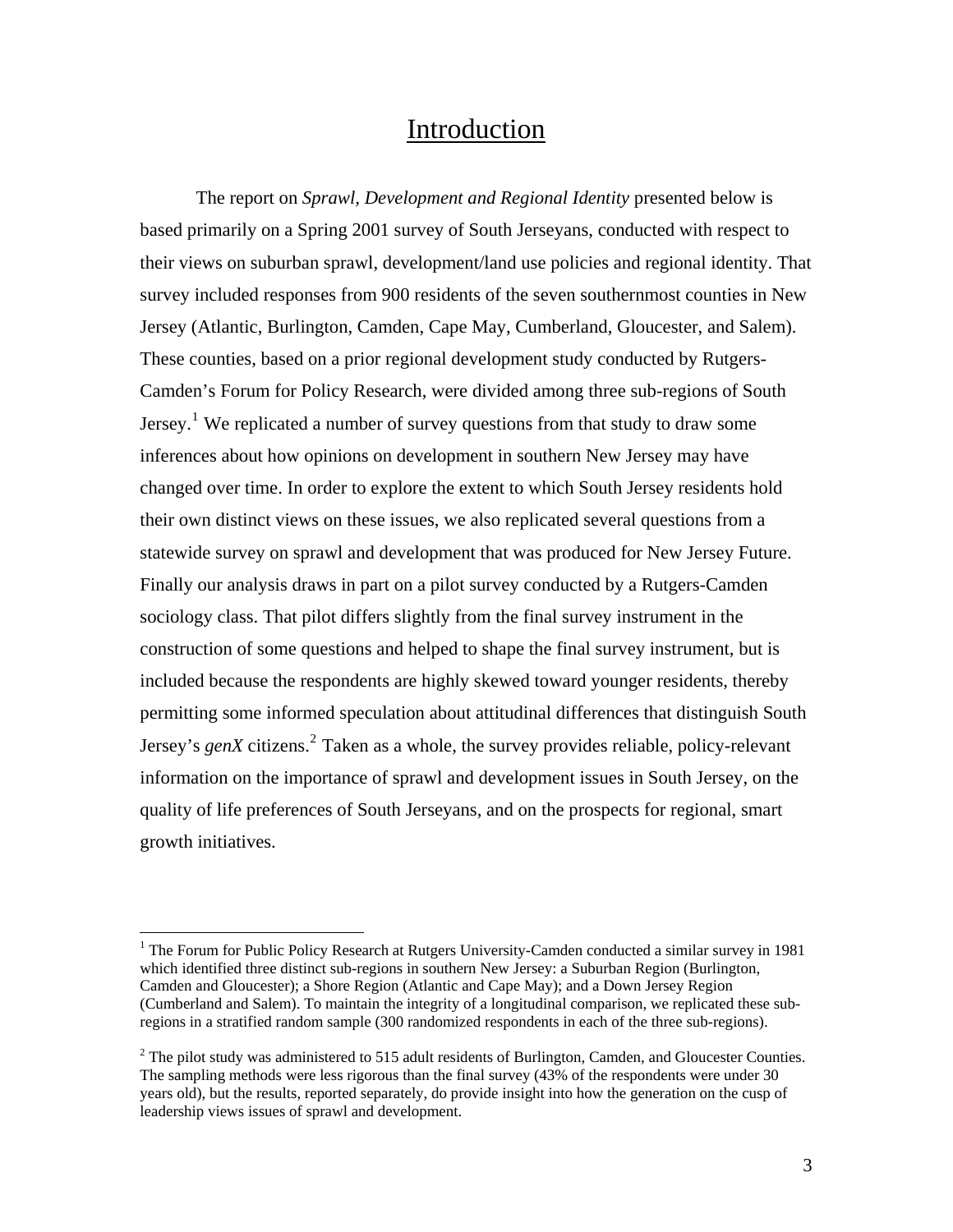# Introduction

The report on *Sprawl, Development and Regional Identity* presented below is based primarily on a Spring 2001 survey of South Jerseyans, conducted with respect to their views on suburban sprawl, development/land use policies and regional identity. That survey included responses from 900 residents of the seven southernmost counties in New Jersey (Atlantic, Burlington, Camden, Cape May, Cumberland, Gloucester, and Salem). These counties, based on a prior regional development study conducted by Rutgers-Camden's Forum for Policy Research, were divided among three sub-regions of South Jersey.[1] We replicated a number of survey questions from that study to draw some inferences about how opinions on development in southern New Jersey may have changed over time. In order to explore the extent to which South Jersey residents hold their own distinct views on these issues, we also replicated several questions from a statewide survey on sprawl and development that was produced for New Jersey Future. Finally our analysis draws in part on a pilot survey conducted by a Rutgers-Camden sociology class. That pilot differs slightly from the final survey instrument in the construction of some questions and helped to shape the final survey instrument, but is included because the respondents are highly skewed toward younger residents, thereby permitting some informed speculation about attitudinal differences that distinguish South Jersey's *genX* citizens.[2] Taken as a whole, the survey provides reliable, policy-relevant information on the importance of sprawl and development issues in South Jersey, on the quality of life preferences of South Jerseyans, and on the prospects for regional, smart growth initiatives.

---

[1] The Forum for Public Policy Research at Rutgers University-Camden conducted a similar survey in 1981 which identified three distinct sub-regions in southern New Jersey: a Suburban Region (Burlington, Camden and Gloucester); a Shore Region (Atlantic and Cape May); and a Down Jersey Region (Cumberland and Salem). To maintain the integrity of a longitudinal comparison, we replicated these sub-regions in a stratified random sample (300 randomized respondents in each of the three sub-regions).

[2] The pilot study was administered to 515 adult residents of Burlington, Camden, and Gloucester Counties. The sampling methods were less rigorous than the final survey (43% of the respondents were under 30 years old), but the results, reported separately, do provide insight into how the generation on the cusp of leadership views issues of sprawl and development.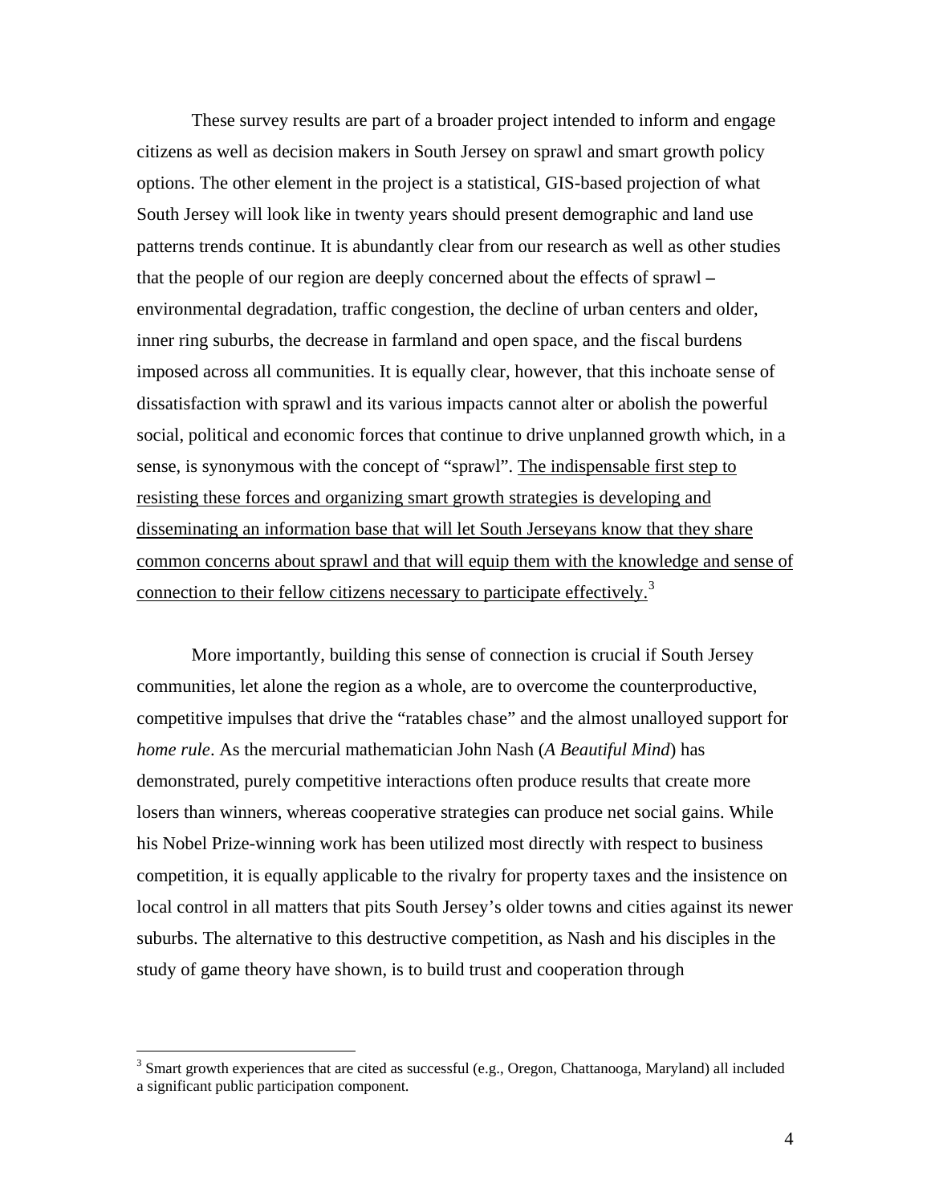These survey results are part of a broader project intended to inform and engage citizens as well as decision makers in South Jersey on sprawl and smart growth policy options. The other element in the project is a statistical, GIS-based projection of what South Jersey will look like in twenty years should present demographic and land use patterns trends continue. It is abundantly clear from our research as well as other studies that the people of our region are deeply concerned about the effects of sprawl – environmental degradation, traffic congestion, the decline of urban centers and older, inner ring suburbs, the decrease in farmland and open space, and the fiscal burdens imposed across all communities. It is equally clear, however, that this inchoate sense of dissatisfaction with sprawl and its various impacts cannot alter or abolish the powerful social, political and economic forces that continue to drive unplanned growth which, in a sense, is synonymous with the concept of "sprawl". <u>The indispensable first step to resisting these forces and organizing smart growth strategies is developing and disseminating an information base that will let South Jerseyans know that they share common concerns about sprawl and that will equip them with the knowledge and sense of connection to their fellow citizens necessary to participate effectively.</u>[3]

More importantly, building this sense of connection is crucial if South Jersey communities, let alone the region as a whole, are to overcome the counterproductive, competitive impulses that drive the "ratables chase" and the almost unalloyed support for *home rule*. As the mercurial mathematician John Nash (*A Beautiful Mind*) has demonstrated, purely competitive interactions often produce results that create more losers than winners, whereas cooperative strategies can produce net social gains. While his Nobel Prize-winning work has been utilized most directly with respect to business competition, it is equally applicable to the rivalry for property taxes and the insistence on local control in all matters that pits South Jersey's older towns and cities against its newer suburbs. The alternative to this destructive competition, as Nash and his disciples in the study of game theory have shown, is to build trust and cooperation through

[3] Smart growth experiences that are cited as successful (e.g., Oregon, Chattanooga, Maryland) all included a significant public participation component.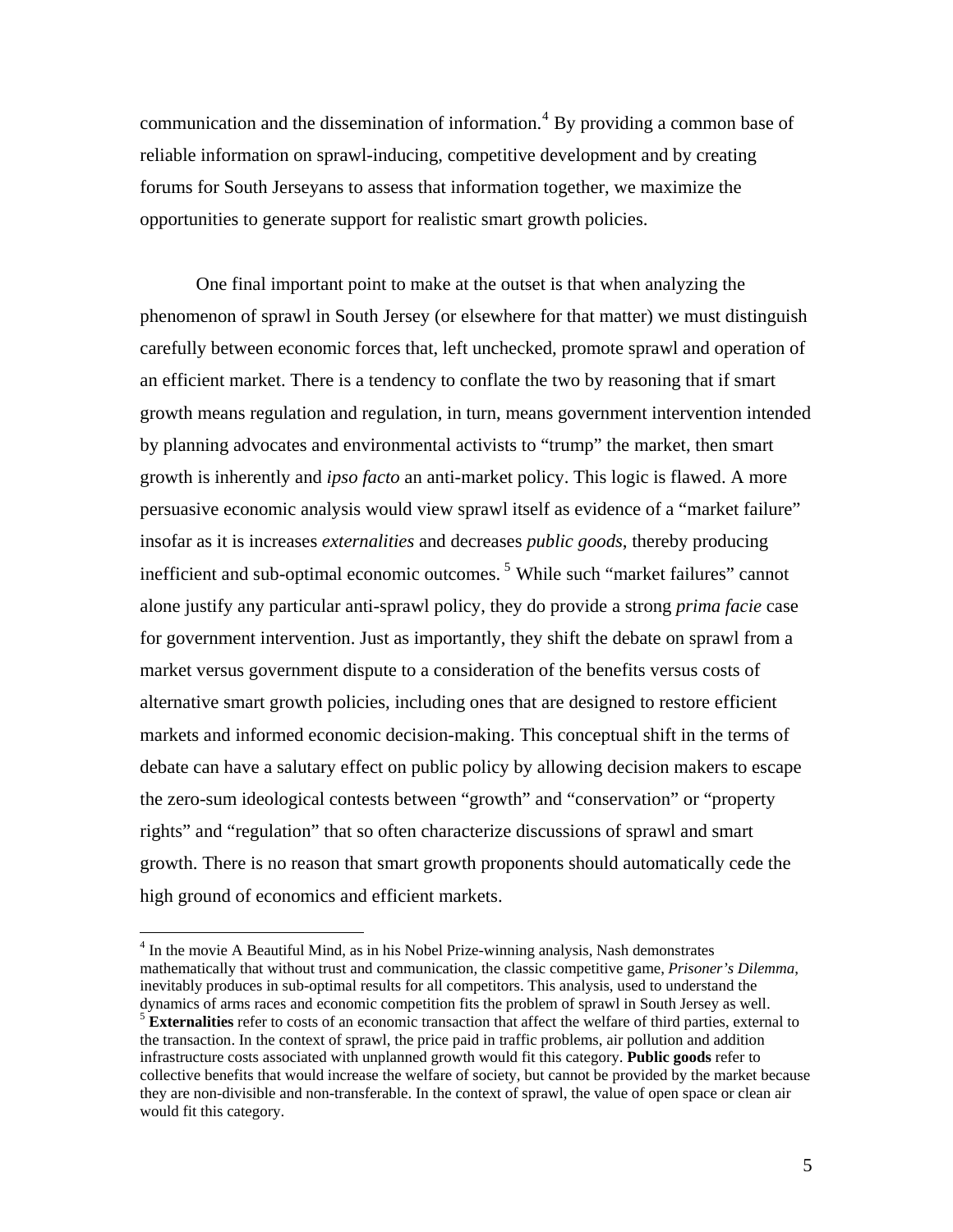communication and the dissemination of information.[4] By providing a common base of reliable information on sprawl-inducing, competitive development and by creating forums for South Jerseyans to assess that information together, we maximize the opportunities to generate support for realistic smart growth policies.

One final important point to make at the outset is that when analyzing the phenomenon of sprawl in South Jersey (or elsewhere for that matter) we must distinguish carefully between economic forces that, left unchecked, promote sprawl and operation of an efficient market. There is a tendency to conflate the two by reasoning that if smart growth means regulation and regulation, in turn, means government intervention intended by planning advocates and environmental activists to "trump" the market, then smart growth is inherently and *ipso facto* an anti-market policy. This logic is flawed. A more persuasive economic analysis would view sprawl itself as evidence of a "market failure" insofar as it is increases *externalities* and decreases *public goods*, thereby producing inefficient and sub-optimal economic outcomes. [5] While such "market failures" cannot alone justify any particular anti-sprawl policy, they do provide a strong *prima facie* case for government intervention. Just as importantly, they shift the debate on sprawl from a market versus government dispute to a consideration of the benefits versus costs of alternative smart growth policies, including ones that are designed to restore efficient markets and informed economic decision-making. This conceptual shift in the terms of debate can have a salutary effect on public policy by allowing decision makers to escape the zero-sum ideological contests between "growth" and "conservation" or "property rights" and "regulation" that so often characterize discussions of sprawl and smart growth. There is no reason that smart growth proponents should automatically cede the high ground of economics and efficient markets.

---

[4] In the movie A Beautiful Mind, as in his Nobel Prize-winning analysis, Nash demonstrates mathematically that without trust and communication, the classic competitive game, *Prisoner's Dilemma*, inevitably produces in sub-optimal results for all competitors. This analysis, used to understand the dynamics of arms races and economic competition fits the problem of sprawl in South Jersey as well.

[5] **Externalities** refer to costs of an economic transaction that affect the welfare of third parties, external to the transaction. In the context of sprawl, the price paid in traffic problems, air pollution and addition infrastructure costs associated with unplanned growth would fit this category. **Public goods** refer to collective benefits that would increase the welfare of society, but cannot be provided by the market because they are non-divisible and non-transferable. In the context of sprawl, the value of open space or clean air would fit this category.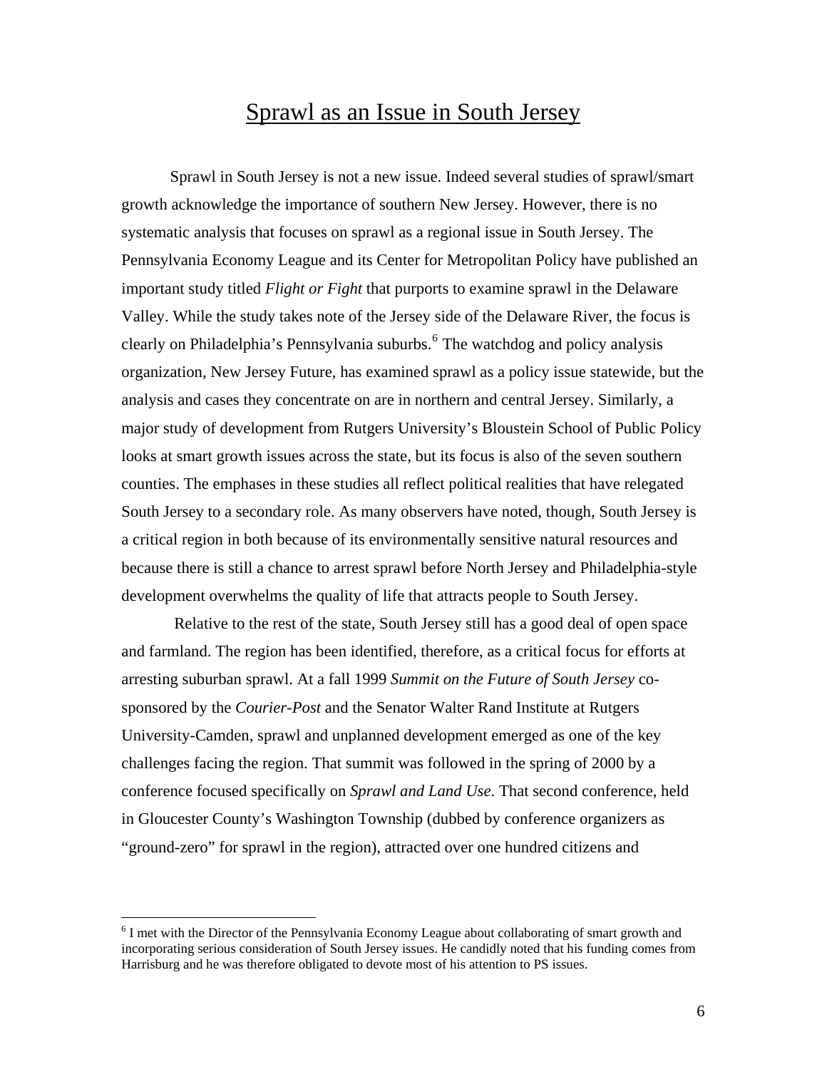# Sprawl as an Issue in South Jersey

Sprawl in South Jersey is not a new issue. Indeed several studies of sprawl/smart growth acknowledge the importance of southern New Jersey. However, there is no systematic analysis that focuses on sprawl as a regional issue in South Jersey. The Pennsylvania Economy League and its Center for Metropolitan Policy have published an important study titled *Flight or Fight* that purports to examine sprawl in the Delaware Valley. While the study takes note of the Jersey side of the Delaware River, the focus is clearly on Philadelphia's Pennsylvania suburbs.[6] The watchdog and policy analysis organization, New Jersey Future, has examined sprawl as a policy issue statewide, but the analysis and cases they concentrate on are in northern and central Jersey. Similarly, a major study of development from Rutgers University's Bloustein School of Public Policy looks at smart growth issues across the state, but its focus is also of the seven southern counties. The emphases in these studies all reflect political realities that have relegated South Jersey to a secondary role. As many observers have noted, though, South Jersey is a critical region in both because of its environmentally sensitive natural resources and because there is still a chance to arrest sprawl before North Jersey and Philadelphia-style development overwhelms the quality of life that attracts people to South Jersey.

Relative to the rest of the state, South Jersey still has a good deal of open space and farmland. The region has been identified, therefore, as a critical focus for efforts at arresting suburban sprawl. At a fall 1999 *Summit on the Future of South Jersey* co-sponsored by the *Courier-Post* and the Senator Walter Rand Institute at Rutgers University-Camden, sprawl and unplanned development emerged as one of the key challenges facing the region. That summit was followed in the spring of 2000 by a conference focused specifically on *Sprawl and Land Use*. That second conference, held in Gloucester County's Washington Township (dubbed by conference organizers as "ground-zero" for sprawl in the region), attracted over one hundred citizens and

---

[6] I met with the Director of the Pennsylvania Economy League about collaborating of smart growth and incorporating serious consideration of South Jersey issues. He candidly noted that his funding comes from Harrisburg and he was therefore obligated to devote most of his attention to PS issues.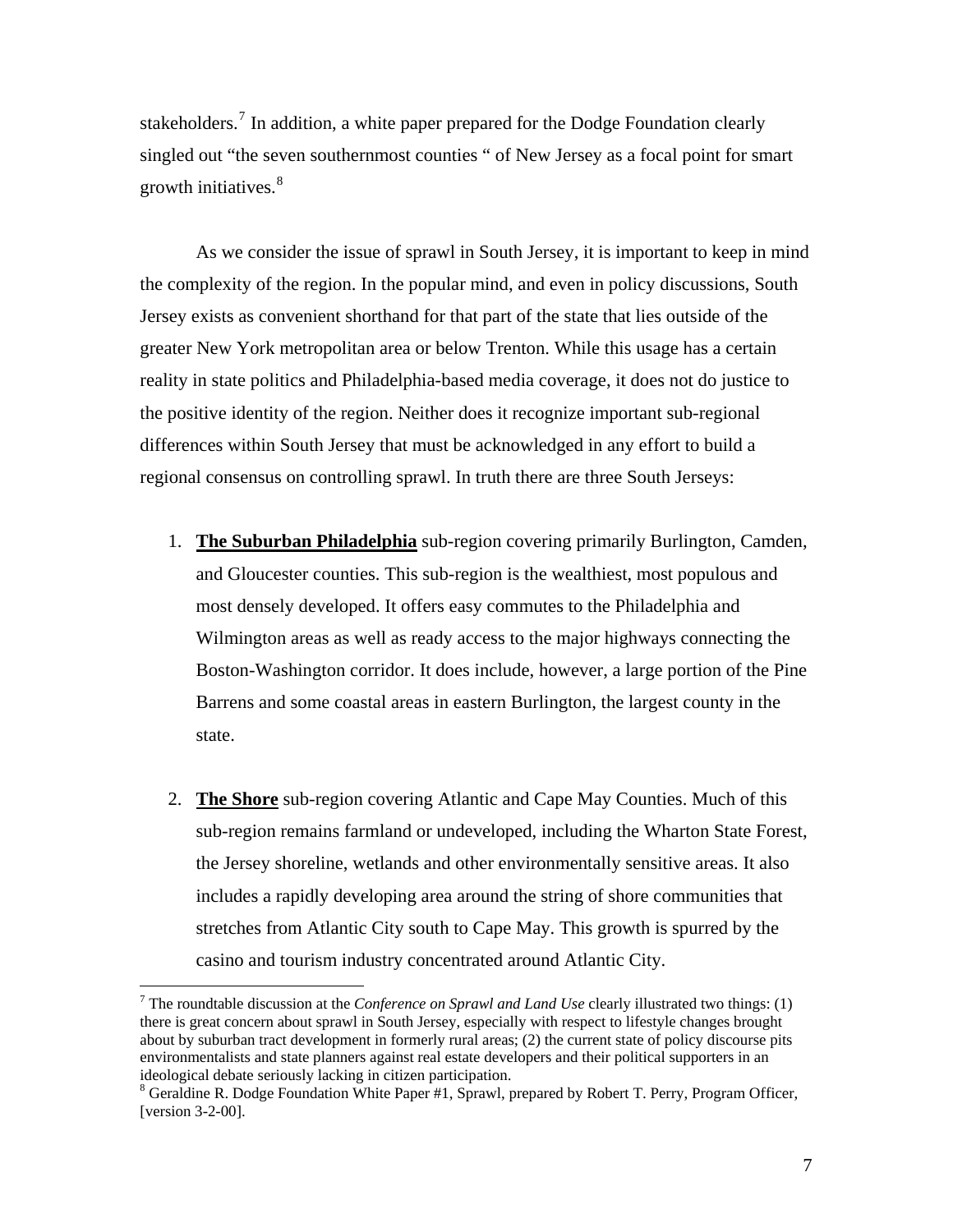stakeholders.[7] In addition, a white paper prepared for the Dodge Foundation clearly singled out "the seven southernmost counties " of New Jersey as a focal point for smart growth initiatives.[8]

As we consider the issue of sprawl in South Jersey, it is important to keep in mind the complexity of the region. In the popular mind, and even in policy discussions, South Jersey exists as convenient shorthand for that part of the state that lies outside of the greater New York metropolitan area or below Trenton. While this usage has a certain reality in state politics and Philadelphia-based media coverage, it does not do justice to the positive identity of the region. Neither does it recognize important sub-regional differences within South Jersey that must be acknowledged in any effort to build a regional consensus on controlling sprawl. In truth there are three South Jerseys:

1. **The Suburban Philadelphia** sub-region covering primarily Burlington, Camden, and Gloucester counties. This sub-region is the wealthiest, most populous and most densely developed. It offers easy commutes to the Philadelphia and Wilmington areas as well as ready access to the major highways connecting the Boston-Washington corridor. It does include, however, a large portion of the Pine Barrens and some coastal areas in eastern Burlington, the largest county in the state.

2. **The Shore** sub-region covering Atlantic and Cape May Counties. Much of this sub-region remains farmland or undeveloped, including the Wharton State Forest, the Jersey shoreline, wetlands and other environmentally sensitive areas. It also includes a rapidly developing area around the string of shore communities that stretches from Atlantic City south to Cape May. This growth is spurred by the casino and tourism industry concentrated around Atlantic City.

[7] The roundtable discussion at the *Conference on Sprawl and Land Use* clearly illustrated two things: (1) there is great concern about sprawl in South Jersey, especially with respect to lifestyle changes brought about by suburban tract development in formerly rural areas; (2) the current state of policy discourse pits environmentalists and state planners against real estate developers and their political supporters in an ideological debate seriously lacking in citizen participation.

[8] Geraldine R. Dodge Foundation White Paper #1, Sprawl, prepared by Robert T. Perry, Program Officer, [version 3-2-00].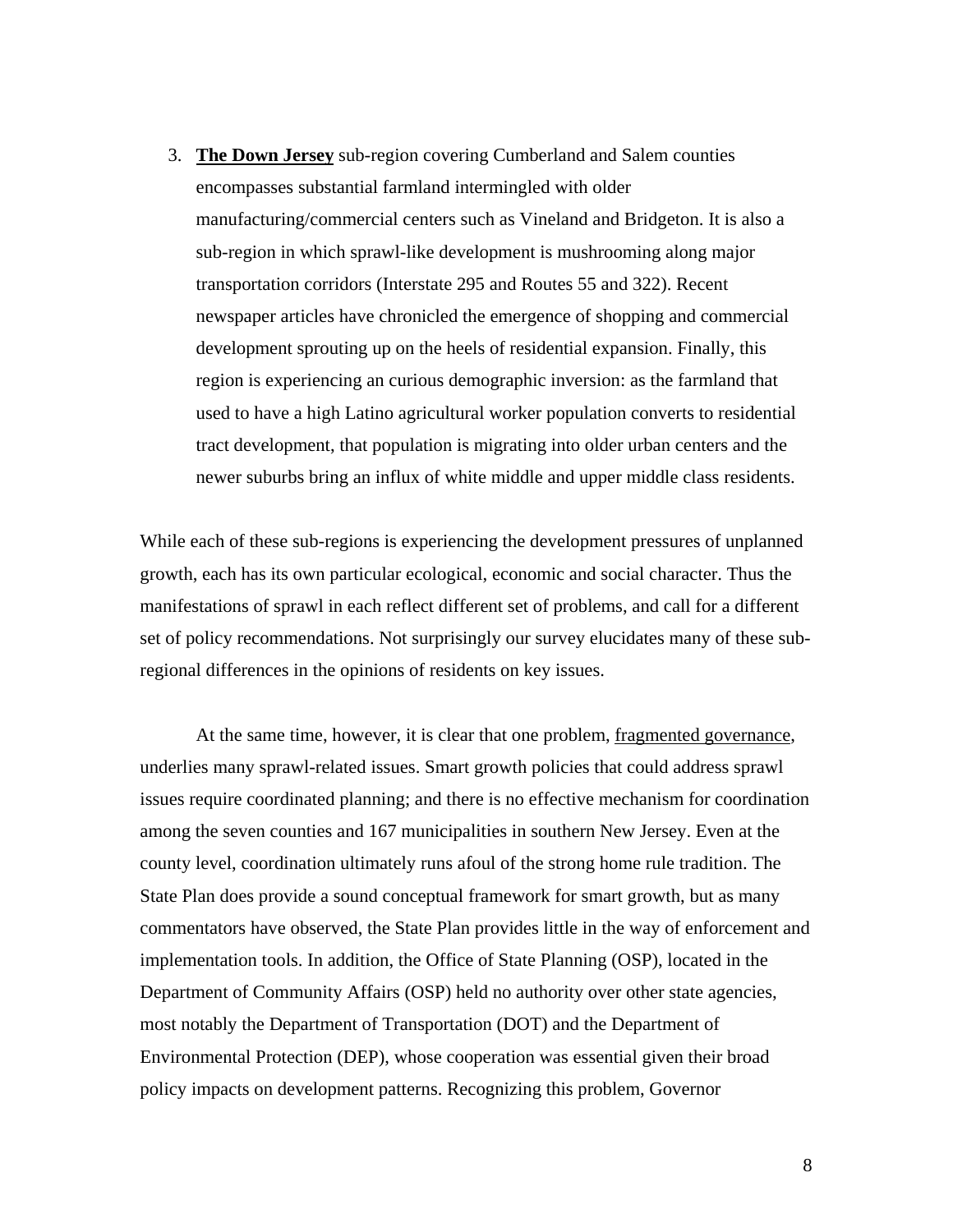3. **<u>The Down Jersey</u>** sub-region covering Cumberland and Salem counties encompasses substantial farmland intermingled with older manufacturing/commercial centers such as Vineland and Bridgeton. It is also a sub-region in which sprawl-like development is mushrooming along major transportation corridors (Interstate 295 and Routes 55 and 322). Recent newspaper articles have chronicled the emergence of shopping and commercial development sprouting up on the heels of residential expansion. Finally, this region is experiencing an curious demographic inversion: as the farmland that used to have a high Latino agricultural worker population converts to residential tract development, that population is migrating into older urban centers and the newer suburbs bring an influx of white middle and upper middle class residents.

While each of these sub-regions is experiencing the development pressures of unplanned growth, each has its own particular ecological, economic and social character. Thus the manifestations of sprawl in each reflect different set of problems, and call for a different set of policy recommendations. Not surprisingly our survey elucidates many of these sub-regional differences in the opinions of residents on key issues.

At the same time, however, it is clear that one problem, <u>fragmented governance</u>, underlies many sprawl-related issues. Smart growth policies that could address sprawl issues require coordinated planning; and there is no effective mechanism for coordination among the seven counties and 167 municipalities in southern New Jersey. Even at the county level, coordination ultimately runs afoul of the strong home rule tradition. The State Plan does provide a sound conceptual framework for smart growth, but as many commentators have observed, the State Plan provides little in the way of enforcement and implementation tools. In addition, the Office of State Planning (OSP), located in the Department of Community Affairs (OSP) held no authority over other state agencies, most notably the Department of Transportation (DOT) and the Department of Environmental Protection (DEP), whose cooperation was essential given their broad policy impacts on development patterns. Recognizing this problem, Governor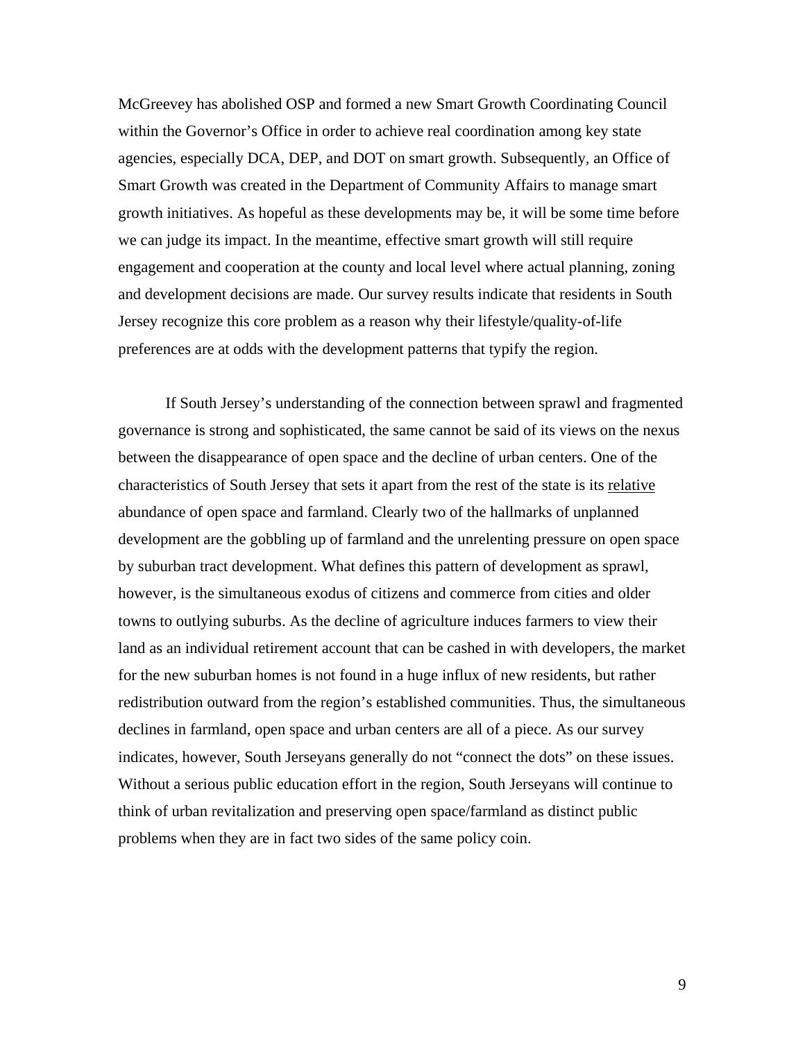McGreevey has abolished OSP and formed a new Smart Growth Coordinating Council within the Governor's Office in order to achieve real coordination among key state agencies, especially DCA, DEP, and DOT on smart growth. Subsequently, an Office of Smart Growth was created in the Department of Community Affairs to manage smart growth initiatives. As hopeful as these developments may be, it will be some time before we can judge its impact. In the meantime, effective smart growth will still require engagement and cooperation at the county and local level where actual planning, zoning and development decisions are made. Our survey results indicate that residents in South Jersey recognize this core problem as a reason why their lifestyle/quality-of-life preferences are at odds with the development patterns that typify the region.

If South Jersey's understanding of the connection between sprawl and fragmented governance is strong and sophisticated, the same cannot be said of its views on the nexus between the disappearance of open space and the decline of urban centers. One of the characteristics of South Jersey that sets it apart from the rest of the state is its <u>relative</u> abundance of open space and farmland. Clearly two of the hallmarks of unplanned development are the gobbling up of farmland and the unrelenting pressure on open space by suburban tract development. What defines this pattern of development as sprawl, however, is the simultaneous exodus of citizens and commerce from cities and older towns to outlying suburbs. As the decline of agriculture induces farmers to view their land as an individual retirement account that can be cashed in with developers, the market for the new suburban homes is not found in a huge influx of new residents, but rather redistribution outward from the region's established communities. Thus, the simultaneous declines in farmland, open space and urban centers are all of a piece. As our survey indicates, however, South Jerseyans generally do not "connect the dots" on these issues. Without a serious public education effort in the region, South Jerseyans will continue to think of urban revitalization and preserving open space/farmland as distinct public problems when they are in fact two sides of the same policy coin.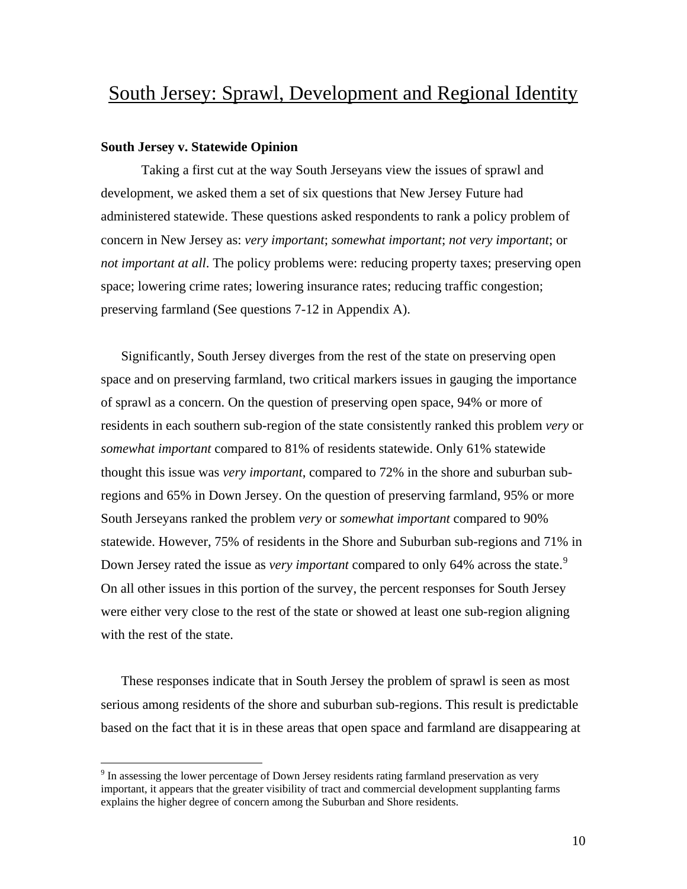# South Jersey: Sprawl, Development and Regional Identity

**South Jersey v. Statewide Opinion**

Taking a first cut at the way South Jerseyans view the issues of sprawl and development, we asked them a set of six questions that New Jersey Future had administered statewide. These questions asked respondents to rank a policy problem of concern in New Jersey as: *very important*; *somewhat important*; *not very important*; or *not important at all*. The policy problems were: reducing property taxes; preserving open space; lowering crime rates; lowering insurance rates; reducing traffic congestion; preserving farmland (See questions 7-12 in Appendix A).

Significantly, South Jersey diverges from the rest of the state on preserving open space and on preserving farmland, two critical markers issues in gauging the importance of sprawl as a concern. On the question of preserving open space, 94% or more of residents in each southern sub-region of the state consistently ranked this problem *very* or *somewhat important* compared to 81% of residents statewide. Only 61% statewide thought this issue was *very important*, compared to 72% in the shore and suburban sub-regions and 65% in Down Jersey. On the question of preserving farmland, 95% or more South Jerseyans ranked the problem *very* or *somewhat important* compared to 90% statewide. However, 75% of residents in the Shore and Suburban sub-regions and 71% in Down Jersey rated the issue as *very important* compared to only 64% across the state.[9] On all other issues in this portion of the survey, the percent responses for South Jersey were either very close to the rest of the state or showed at least one sub-region aligning with the rest of the state.

These responses indicate that in South Jersey the problem of sprawl is seen as most serious among residents of the shore and suburban sub-regions. This result is predictable based on the fact that it is in these areas that open space and farmland are disappearing at

[9] In assessing the lower percentage of Down Jersey residents rating farmland preservation as very important, it appears that the greater visibility of tract and commercial development supplanting farms explains the higher degree of concern among the Suburban and Shore residents.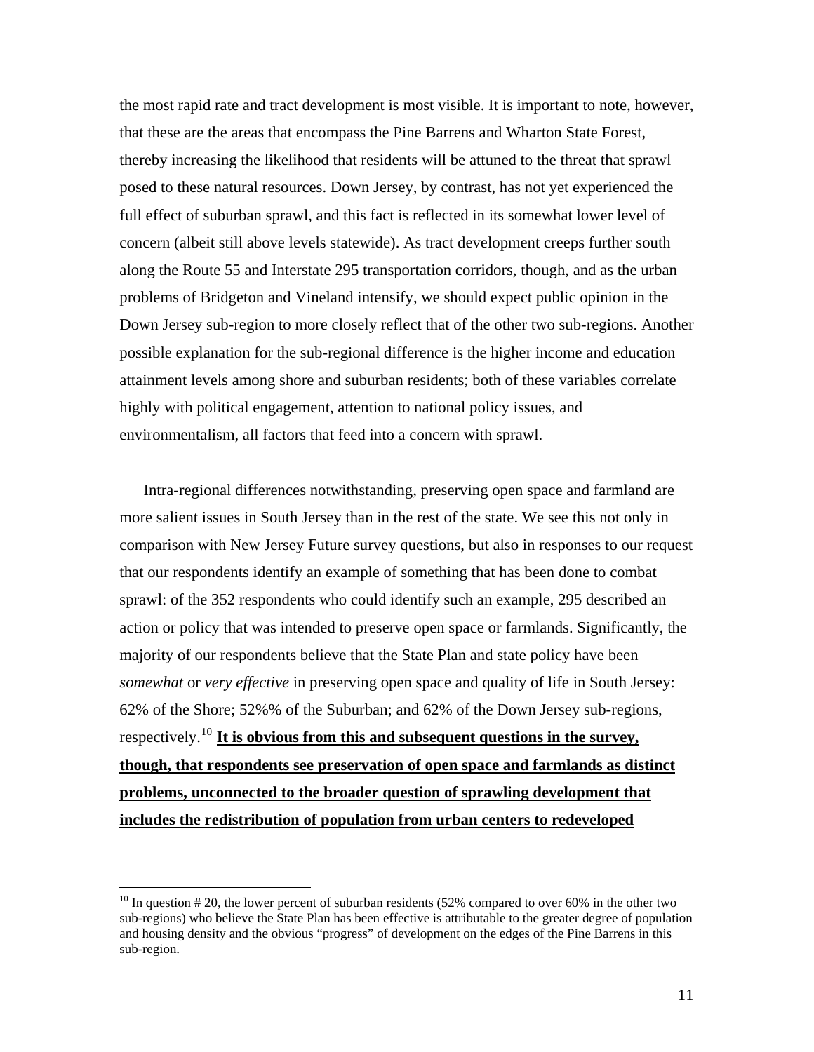the most rapid rate and tract development is most visible. It is important to note, however, that these are the areas that encompass the Pine Barrens and Wharton State Forest, thereby increasing the likelihood that residents will be attuned to the threat that sprawl posed to these natural resources. Down Jersey, by contrast, has not yet experienced the full effect of suburban sprawl, and this fact is reflected in its somewhat lower level of concern (albeit still above levels statewide). As tract development creeps further south along the Route 55 and Interstate 295 transportation corridors, though, and as the urban problems of Bridgeton and Vineland intensify, we should expect public opinion in the Down Jersey sub-region to more closely reflect that of the other two sub-regions. Another possible explanation for the sub-regional difference is the higher income and education attainment levels among shore and suburban residents; both of these variables correlate highly with political engagement, attention to national policy issues, and environmentalism, all factors that feed into a concern with sprawl.

Intra-regional differences notwithstanding, preserving open space and farmland are more salient issues in South Jersey than in the rest of the state. We see this not only in comparison with New Jersey Future survey questions, but also in responses to our request that our respondents identify an example of something that has been done to combat sprawl: of the 352 respondents who could identify such an example, 295 described an action or policy that was intended to preserve open space or farmlands. Significantly, the majority of our respondents believe that the State Plan and state policy have been *somewhat* or *very effective* in preserving open space and quality of life in South Jersey: 62% of the Shore; 52%% of the Suburban; and 62% of the Down Jersey sub-regions, respectively.[10] **It is obvious from this and subsequent questions in the survey, though, that respondents see preservation of open space and farmlands as distinct problems, unconnected to the broader question of sprawling development that includes the redistribution of population from urban centers to redeveloped**

[10] In question # 20, the lower percent of suburban residents (52% compared to over 60% in the other two sub-regions) who believe the State Plan has been effective is attributable to the greater degree of population and housing density and the obvious "progress" of development on the edges of the Pine Barrens in this sub-region.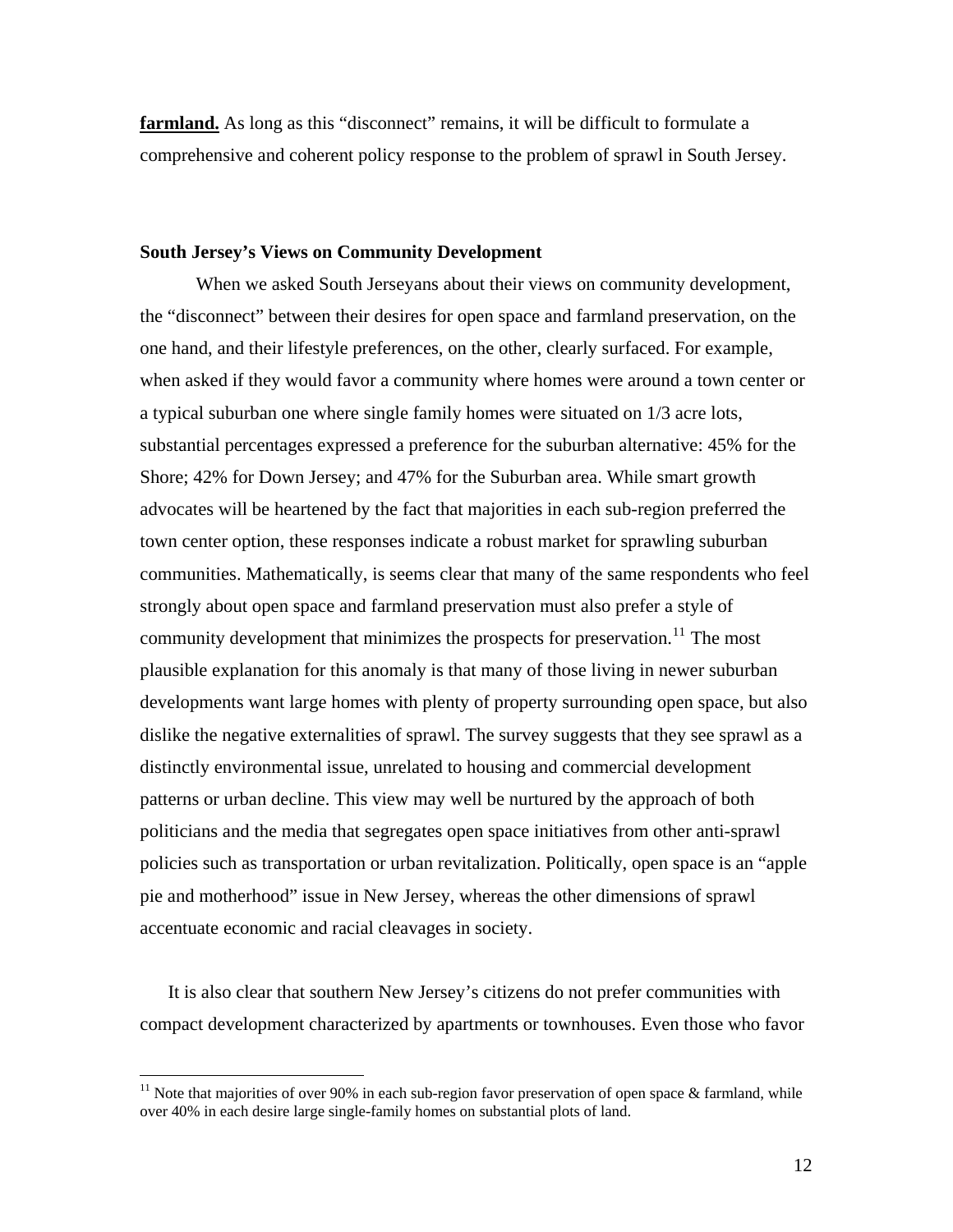**farmland.** As long as this "disconnect" remains, it will be difficult to formulate a comprehensive and coherent policy response to the problem of sprawl in South Jersey.

**South Jersey's Views on Community Development**

When we asked South Jerseyans about their views on community development, the "disconnect" between their desires for open space and farmland preservation, on the one hand, and their lifestyle preferences, on the other, clearly surfaced. For example, when asked if they would favor a community where homes were around a town center or a typical suburban one where single family homes were situated on 1/3 acre lots, substantial percentages expressed a preference for the suburban alternative: 45% for the Shore; 42% for Down Jersey; and 47% for the Suburban area. While smart growth advocates will be heartened by the fact that majorities in each sub-region preferred the town center option, these responses indicate a robust market for sprawling suburban communities. Mathematically, is seems clear that many of the same respondents who feel strongly about open space and farmland preservation must also prefer a style of community development that minimizes the prospects for preservation.[11] The most plausible explanation for this anomaly is that many of those living in newer suburban developments want large homes with plenty of property surrounding open space, but also dislike the negative externalities of sprawl. The survey suggests that they see sprawl as a distinctly environmental issue, unrelated to housing and commercial development patterns or urban decline. This view may well be nurtured by the approach of both politicians and the media that segregates open space initiatives from other anti-sprawl policies such as transportation or urban revitalization. Politically, open space is an "apple pie and motherhood" issue in New Jersey, whereas the other dimensions of sprawl accentuate economic and racial cleavages in society.

It is also clear that southern New Jersey's citizens do not prefer communities with compact development characterized by apartments or townhouses. Even those who favor

[11] Note that majorities of over 90% in each sub-region favor preservation of open space & farmland, while over 40% in each desire large single-family homes on substantial plots of land.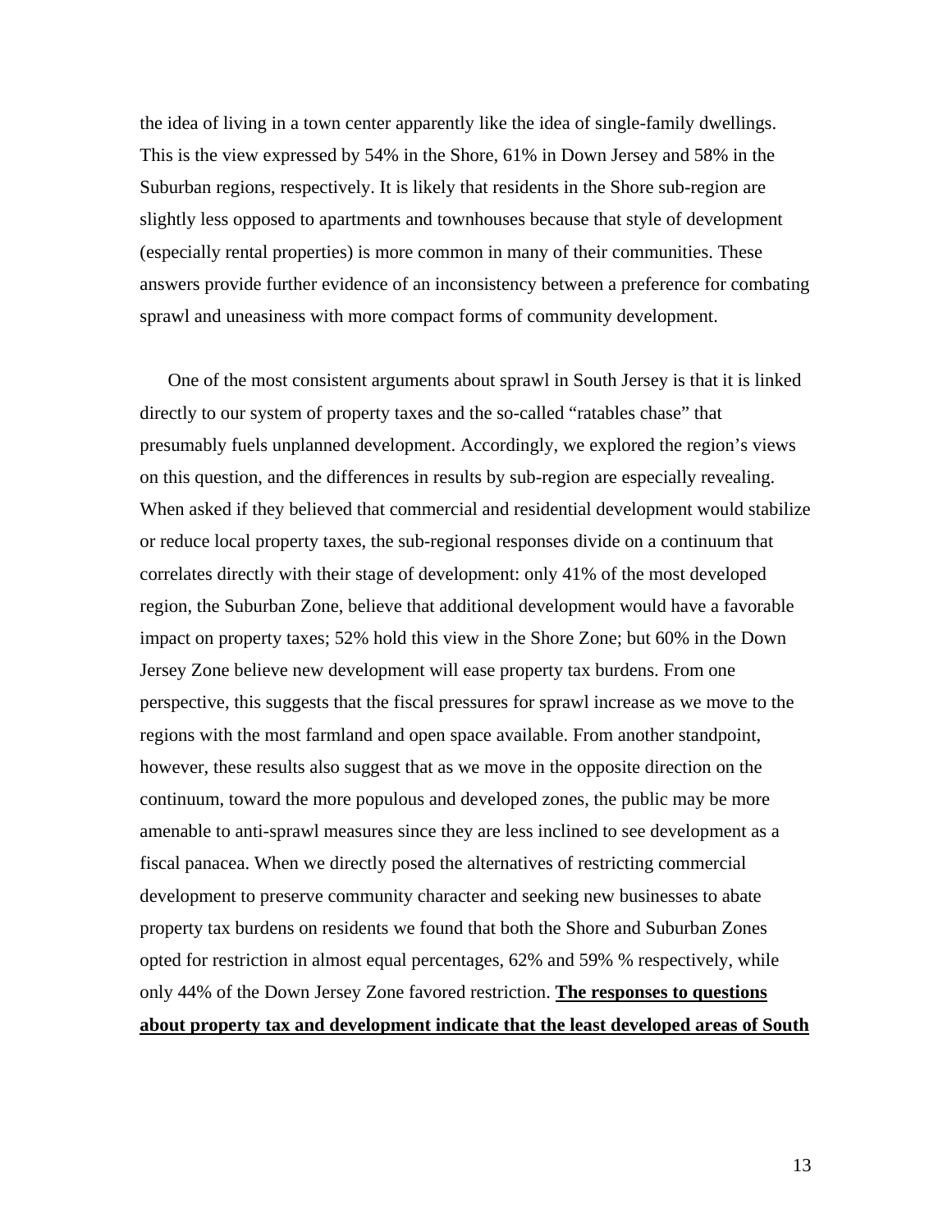the idea of living in a town center apparently like the idea of single-family dwellings. This is the view expressed by 54% in the Shore, 61% in Down Jersey and 58% in the Suburban regions, respectively. It is likely that residents in the Shore sub-region are slightly less opposed to apartments and townhouses because that style of development (especially rental properties) is more common in many of their communities. These answers provide further evidence of an inconsistency between a preference for combating sprawl and uneasiness with more compact forms of community development.

One of the most consistent arguments about sprawl in South Jersey is that it is linked directly to our system of property taxes and the so-called "ratables chase" that presumably fuels unplanned development. Accordingly, we explored the region's views on this question, and the differences in results by sub-region are especially revealing. When asked if they believed that commercial and residential development would stabilize or reduce local property taxes, the sub-regional responses divide on a continuum that correlates directly with their stage of development: only 41% of the most developed region, the Suburban Zone, believe that additional development would have a favorable impact on property taxes; 52% hold this view in the Shore Zone; but 60% in the Down Jersey Zone believe new development will ease property tax burdens. From one perspective, this suggests that the fiscal pressures for sprawl increase as we move to the regions with the most farmland and open space available. From another standpoint, however, these results also suggest that as we move in the opposite direction on the continuum, toward the more populous and developed zones, the public may be more amenable to anti-sprawl measures since they are less inclined to see development as a fiscal panacea. When we directly posed the alternatives of restricting commercial development to preserve community character and seeking new businesses to abate property tax burdens on residents we found that both the Shore and Suburban Zones opted for restriction in almost equal percentages, 62% and 59% % respectively, while only 44% of the Down Jersey Zone favored restriction. **The responses to questions about property tax and development indicate that the least developed areas of South**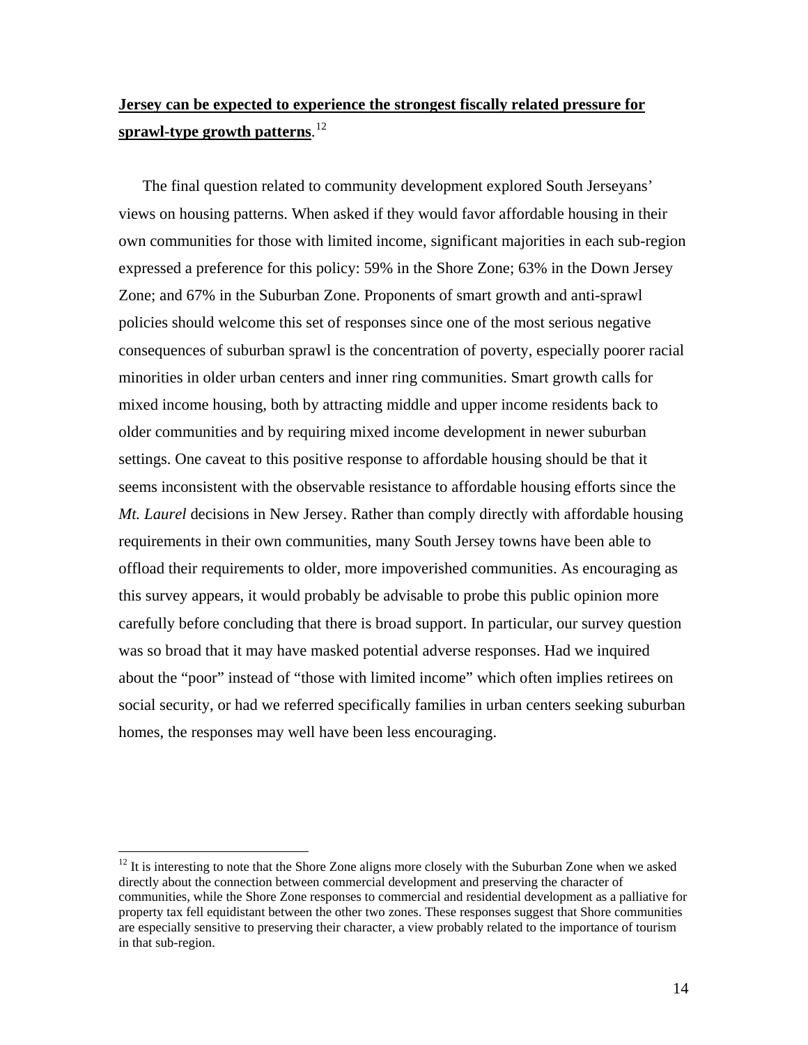**<u>Jersey can be expected to experience the strongest fiscally related pressure for sprawl-type growth patterns</u>**.[12]

The final question related to community development explored South Jerseyans' views on housing patterns. When asked if they would favor affordable housing in their own communities for those with limited income, significant majorities in each sub-region expressed a preference for this policy: 59% in the Shore Zone; 63% in the Down Jersey Zone; and 67% in the Suburban Zone. Proponents of smart growth and anti-sprawl policies should welcome this set of responses since one of the most serious negative consequences of suburban sprawl is the concentration of poverty, especially poorer racial minorities in older urban centers and inner ring communities. Smart growth calls for mixed income housing, both by attracting middle and upper income residents back to older communities and by requiring mixed income development in newer suburban settings. One caveat to this positive response to affordable housing should be that it seems inconsistent with the observable resistance to affordable housing efforts since the *Mt. Laurel* decisions in New Jersey. Rather than comply directly with affordable housing requirements in their own communities, many South Jersey towns have been able to offload their requirements to older, more impoverished communities. As encouraging as this survey appears, it would probably be advisable to probe this public opinion more carefully before concluding that there is broad support. In particular, our survey question was so broad that it may have masked potential adverse responses. Had we inquired about the "poor" instead of "those with limited income" which often implies retirees on social security, or had we referred specifically families in urban centers seeking suburban homes, the responses may well have been less encouraging.

[12] It is interesting to note that the Shore Zone aligns more closely with the Suburban Zone when we asked directly about the connection between commercial development and preserving the character of communities, while the Shore Zone responses to commercial and residential development as a palliative for property tax fell equidistant between the other two zones. These responses suggest that Shore communities are especially sensitive to preserving their character, a view probably related to the importance of tourism in that sub-region.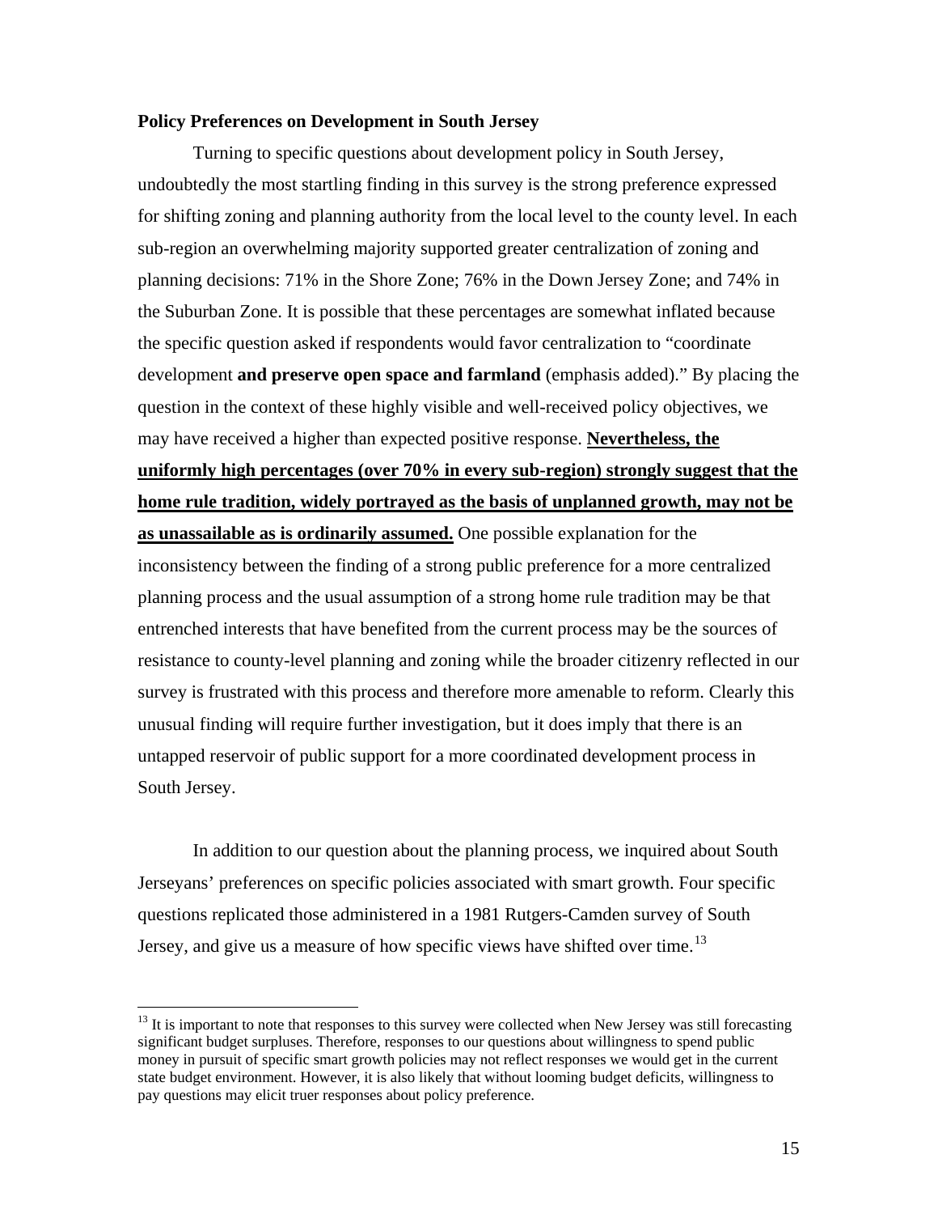**Policy Preferences on Development in South Jersey**

Turning to specific questions about development policy in South Jersey, undoubtedly the most startling finding in this survey is the strong preference expressed for shifting zoning and planning authority from the local level to the county level. In each sub-region an overwhelming majority supported greater centralization of zoning and planning decisions: 71% in the Shore Zone; 76% in the Down Jersey Zone; and 74% in the Suburban Zone. It is possible that these percentages are somewhat inflated because the specific question asked if respondents would favor centralization to "coordinate development **and preserve open space and farmland** (emphasis added)." By placing the question in the context of these highly visible and well-received policy objectives, we may have received a higher than expected positive response. **Nevertheless, the uniformly high percentages (over 70% in every sub-region) strongly suggest that the home rule tradition, widely portrayed as the basis of unplanned growth, may not be as unassailable as is ordinarily assumed.** One possible explanation for the inconsistency between the finding of a strong public preference for a more centralized planning process and the usual assumption of a strong home rule tradition may be that entrenched interests that have benefited from the current process may be the sources of resistance to county-level planning and zoning while the broader citizenry reflected in our survey is frustrated with this process and therefore more amenable to reform. Clearly this unusual finding will require further investigation, but it does imply that there is an untapped reservoir of public support for a more coordinated development process in South Jersey.

In addition to our question about the planning process, we inquired about South Jerseyans' preferences on specific policies associated with smart growth. Four specific questions replicated those administered in a 1981 Rutgers-Camden survey of South Jersey, and give us a measure of how specific views have shifted over time.[13]

[13] It is important to note that responses to this survey were collected when New Jersey was still forecasting significant budget surpluses. Therefore, responses to our questions about willingness to spend public money in pursuit of specific smart growth policies may not reflect responses we would get in the current state budget environment. However, it is also likely that without looming budget deficits, willingness to pay questions may elicit truer responses about policy preference.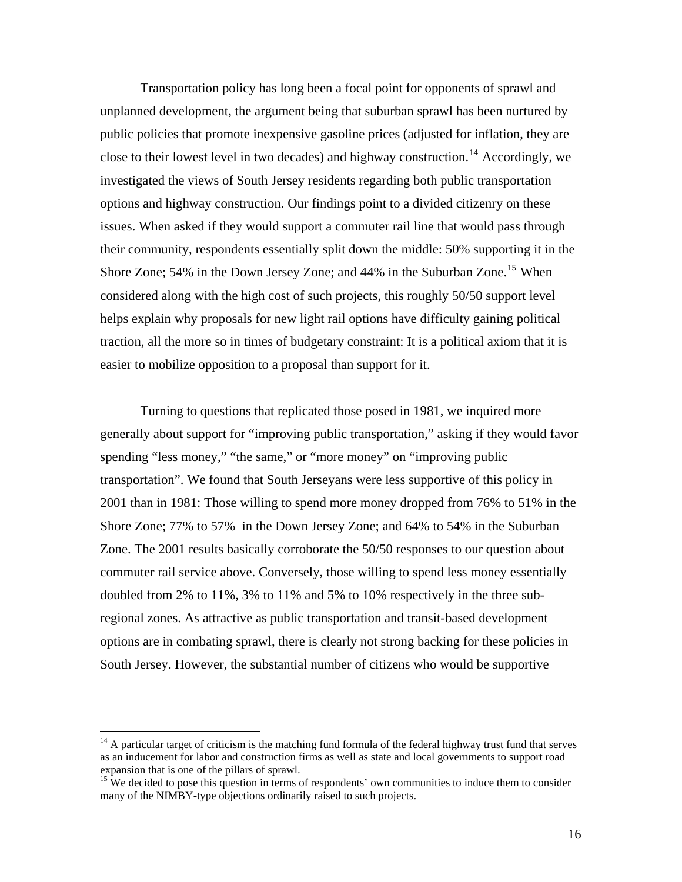Transportation policy has long been a focal point for opponents of sprawl and unplanned development, the argument being that suburban sprawl has been nurtured by public policies that promote inexpensive gasoline prices (adjusted for inflation, they are close to their lowest level in two decades) and highway construction.[14] Accordingly, we investigated the views of South Jersey residents regarding both public transportation options and highway construction. Our findings point to a divided citizenry on these issues. When asked if they would support a commuter rail line that would pass through their community, respondents essentially split down the middle: 50% supporting it in the Shore Zone; 54% in the Down Jersey Zone; and 44% in the Suburban Zone.[15] When considered along with the high cost of such projects, this roughly 50/50 support level helps explain why proposals for new light rail options have difficulty gaining political traction, all the more so in times of budgetary constraint: It is a political axiom that it is easier to mobilize opposition to a proposal than support for it.

Turning to questions that replicated those posed in 1981, we inquired more generally about support for "improving public transportation," asking if they would favor spending "less money," "the same," or "more money" on "improving public transportation". We found that South Jerseyans were less supportive of this policy in 2001 than in 1981: Those willing to spend more money dropped from 76% to 51% in the Shore Zone; 77% to 57% in the Down Jersey Zone; and 64% to 54% in the Suburban Zone. The 2001 results basically corroborate the 50/50 responses to our question about commuter rail service above. Conversely, those willing to spend less money essentially doubled from 2% to 11%, 3% to 11% and 5% to 10% respectively in the three sub-regional zones. As attractive as public transportation and transit-based development options are in combating sprawl, there is clearly not strong backing for these policies in South Jersey. However, the substantial number of citizens who would be supportive

[14] A particular target of criticism is the matching fund formula of the federal highway trust fund that serves as an inducement for labor and construction firms as well as state and local governments to support road expansion that is one of the pillars of sprawl.

[15] We decided to pose this question in terms of respondents' own communities to induce them to consider many of the NIMBY-type objections ordinarily raised to such projects.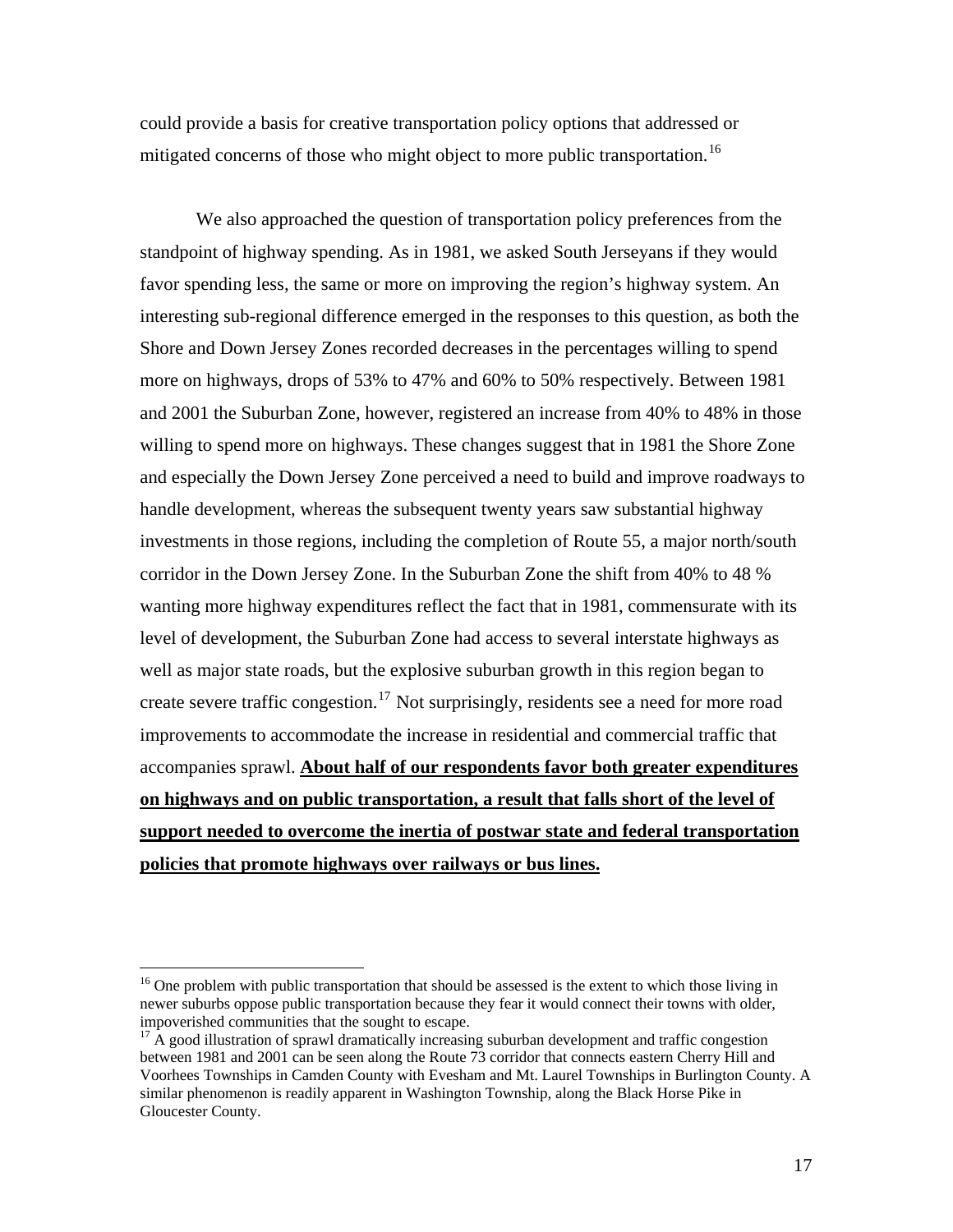could provide a basis for creative transportation policy options that addressed or mitigated concerns of those who might object to more public transportation.[16]

We also approached the question of transportation policy preferences from the standpoint of highway spending. As in 1981, we asked South Jerseyans if they would favor spending less, the same or more on improving the region's highway system. An interesting sub-regional difference emerged in the responses to this question, as both the Shore and Down Jersey Zones recorded decreases in the percentages willing to spend more on highways, drops of 53% to 47% and 60% to 50% respectively. Between 1981 and 2001 the Suburban Zone, however, registered an increase from 40% to 48% in those willing to spend more on highways. These changes suggest that in 1981 the Shore Zone and especially the Down Jersey Zone perceived a need to build and improve roadways to handle development, whereas the subsequent twenty years saw substantial highway investments in those regions, including the completion of Route 55, a major north/south corridor in the Down Jersey Zone. In the Suburban Zone the shift from 40% to 48 % wanting more highway expenditures reflect the fact that in 1981, commensurate with its level of development, the Suburban Zone had access to several interstate highways as well as major state roads, but the explosive suburban growth in this region began to create severe traffic congestion.[17] Not surprisingly, residents see a need for more road improvements to accommodate the increase in residential and commercial traffic that accompanies sprawl. <u>**About half of our respondents favor both greater expenditures on highways and on public transportation, a result that falls short of the level of support needed to overcome the inertia of postwar state and federal transportation policies that promote highways over railways or bus lines.**</u>

---

[16] One problem with public transportation that should be assessed is the extent to which those living in newer suburbs oppose public transportation because they fear it would connect their towns with older, impoverished communities that the sought to escape.

[17] A good illustration of sprawl dramatically increasing suburban development and traffic congestion between 1981 and 2001 can be seen along the Route 73 corridor that connects eastern Cherry Hill and Voorhees Townships in Camden County with Evesham and Mt. Laurel Townships in Burlington County. A similar phenomenon is readily apparent in Washington Township, along the Black Horse Pike in Gloucester County.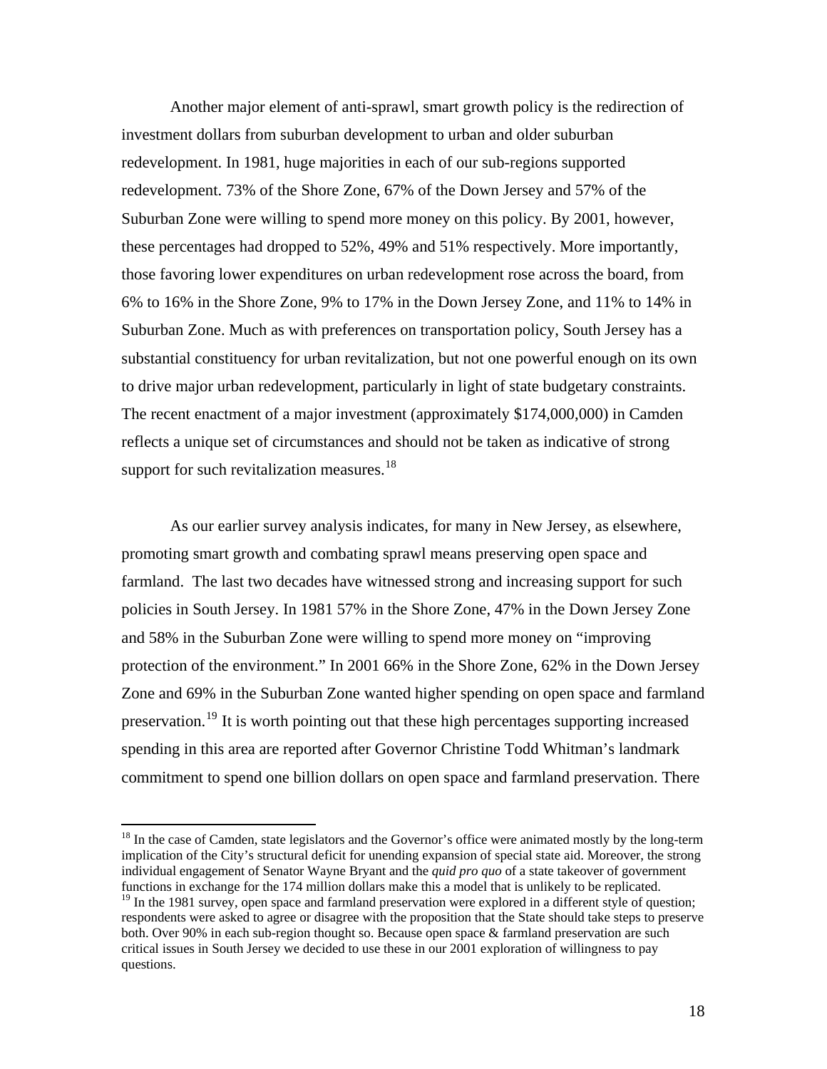Another major element of anti-sprawl, smart growth policy is the redirection of investment dollars from suburban development to urban and older suburban redevelopment. In 1981, huge majorities in each of our sub-regions supported redevelopment. 73% of the Shore Zone, 67% of the Down Jersey and 57% of the Suburban Zone were willing to spend more money on this policy. By 2001, however, these percentages had dropped to 52%, 49% and 51% respectively. More importantly, those favoring lower expenditures on urban redevelopment rose across the board, from 6% to 16% in the Shore Zone, 9% to 17% in the Down Jersey Zone, and 11% to 14% in Suburban Zone. Much as with preferences on transportation policy, South Jersey has a substantial constituency for urban revitalization, but not one powerful enough on its own to drive major urban redevelopment, particularly in light of state budgetary constraints. The recent enactment of a major investment (approximately $174,000,000) in Camden reflects a unique set of circumstances and should not be taken as indicative of strong support for such revitalization measures.[18]

As our earlier survey analysis indicates, for many in New Jersey, as elsewhere, promoting smart growth and combating sprawl means preserving open space and farmland. The last two decades have witnessed strong and increasing support for such policies in South Jersey. In 1981 57% in the Shore Zone, 47% in the Down Jersey Zone and 58% in the Suburban Zone were willing to spend more money on "improving protection of the environment." In 2001 66% in the Shore Zone, 62% in the Down Jersey Zone and 69% in the Suburban Zone wanted higher spending on open space and farmland preservation.[19] It is worth pointing out that these high percentages supporting increased spending in this area are reported after Governor Christine Todd Whitman's landmark commitment to spend one billion dollars on open space and farmland preservation. There

[18] In the case of Camden, state legislators and the Governor's office were animated mostly by the long-term implication of the City's structural deficit for unending expansion of special state aid. Moreover, the strong individual engagement of Senator Wayne Bryant and the *quid pro quo* of a state takeover of government functions in exchange for the 174 million dollars make this a model that is unlikely to be replicated.

[19] In the 1981 survey, open space and farmland preservation were explored in a different style of question; respondents were asked to agree or disagree with the proposition that the State should take steps to preserve both. Over 90% in each sub-region thought so. Because open space & farmland preservation are such critical issues in South Jersey we decided to use these in our 2001 exploration of willingness to pay questions.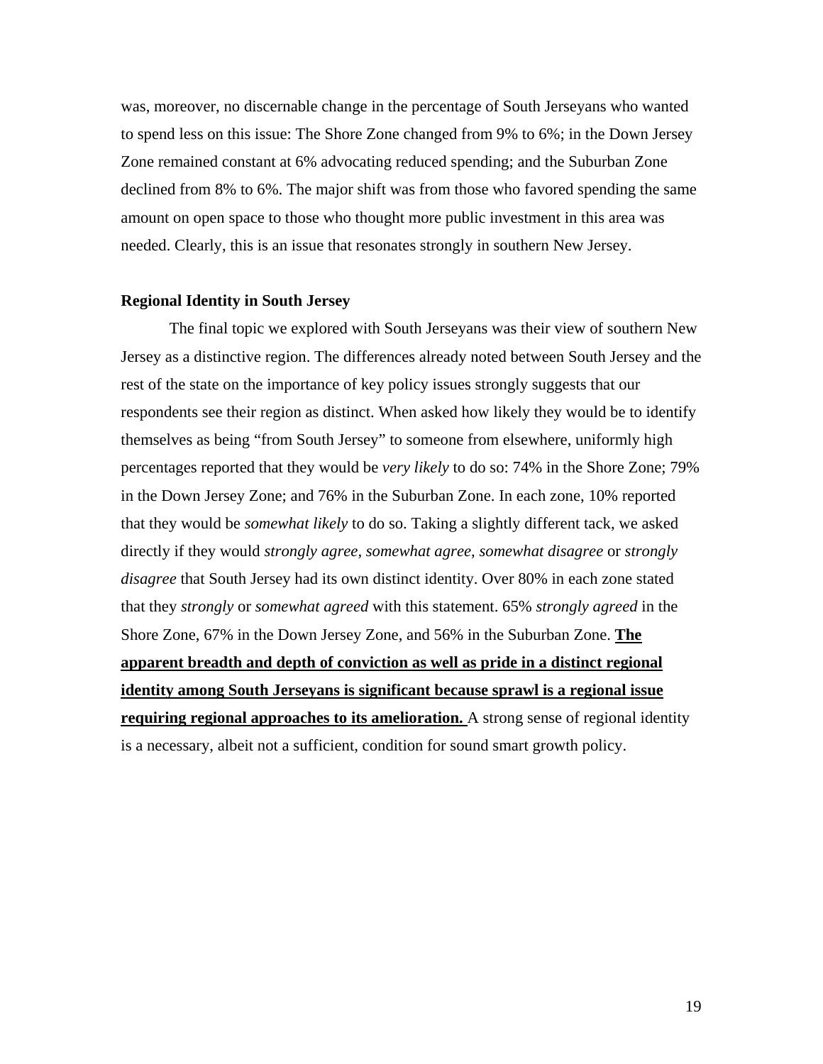was, moreover, no discernable change in the percentage of South Jerseyans who wanted to spend less on this issue: The Shore Zone changed from 9% to 6%; in the Down Jersey Zone remained constant at 6% advocating reduced spending; and the Suburban Zone declined from 8% to 6%. The major shift was from those who favored spending the same amount on open space to those who thought more public investment in this area was needed. Clearly, this is an issue that resonates strongly in southern New Jersey.

**Regional Identity in South Jersey**

The final topic we explored with South Jerseyans was their view of southern New Jersey as a distinctive region. The differences already noted between South Jersey and the rest of the state on the importance of key policy issues strongly suggests that our respondents see their region as distinct. When asked how likely they would be to identify themselves as being "from South Jersey" to someone from elsewhere, uniformly high percentages reported that they would be *very likely* to do so: 74% in the Shore Zone; 79% in the Down Jersey Zone; and 76% in the Suburban Zone. In each zone, 10% reported that they would be *somewhat likely* to do so. Taking a slightly different tack, we asked directly if they would *strongly agree*, *somewhat agree*, *somewhat disagree* or *strongly disagree* that South Jersey had its own distinct identity. Over 80% in each zone stated that they *strongly* or *somewhat agreed* with this statement. 65% *strongly agreed* in the Shore Zone, 67% in the Down Jersey Zone, and 56% in the Suburban Zone. **<u>The apparent breadth and depth of conviction as well as pride in a distinct regional identity among South Jerseyans is significant because sprawl is a regional issue requiring regional approaches to its amelioration.</u>** A strong sense of regional identity is a necessary, albeit not a sufficient, condition for sound smart growth policy.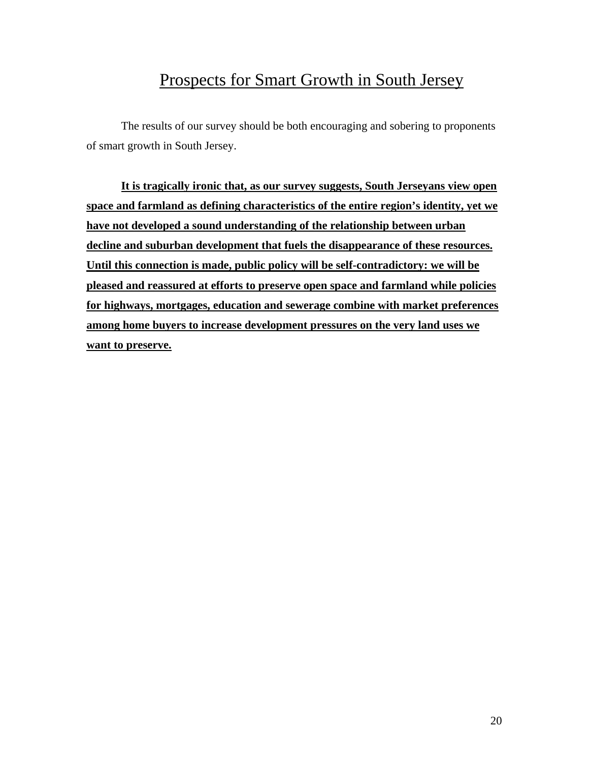# Prospects for Smart Growth in South Jersey

The results of our survey should be both encouraging and sobering to proponents of smart growth in South Jersey.

**It is tragically ironic that, as our survey suggests, South Jerseyans view open space and farmland as defining characteristics of the entire region's identity, yet we have not developed a sound understanding of the relationship between urban decline and suburban development that fuels the disappearance of these resources. Until this connection is made, public policy will be self-contradictory: we will be pleased and reassured at efforts to preserve open space and farmland while policies for highways, mortgages, education and sewerage combine with market preferences among home buyers to increase development pressures on the very land uses we want to preserve.**